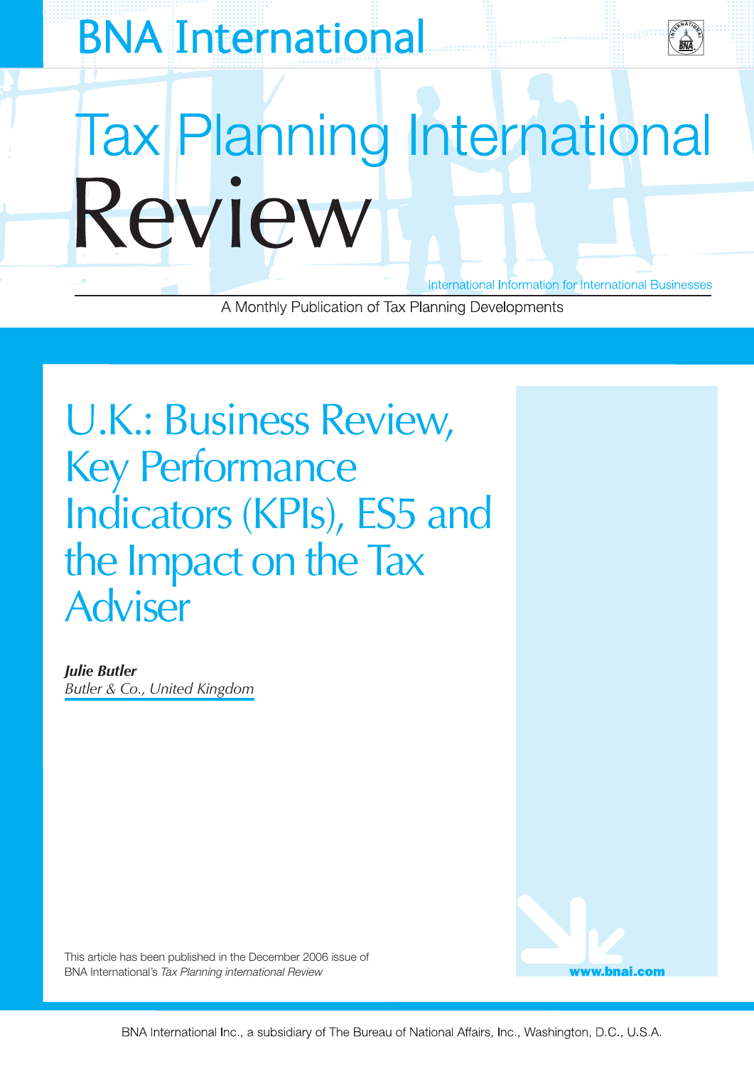BNA International

# Tax Planning International Review

International Information for International Businesses

A Monthly Publication of Tax Planning Developments

## U.K.: Business Review, Key Performance Indicators (KPIs), ES5 and the Impact on the Tax Adviser

***Julie Butler***
*Butler & Co., United Kingdom*

This article has been published in the December 2006 issue of BNA International's *Tax Planning international Review*

www.bnai.com

BNA International Inc., a subsidiary of The Bureau of National Affairs, Inc., Washington, D.C., U.S.A.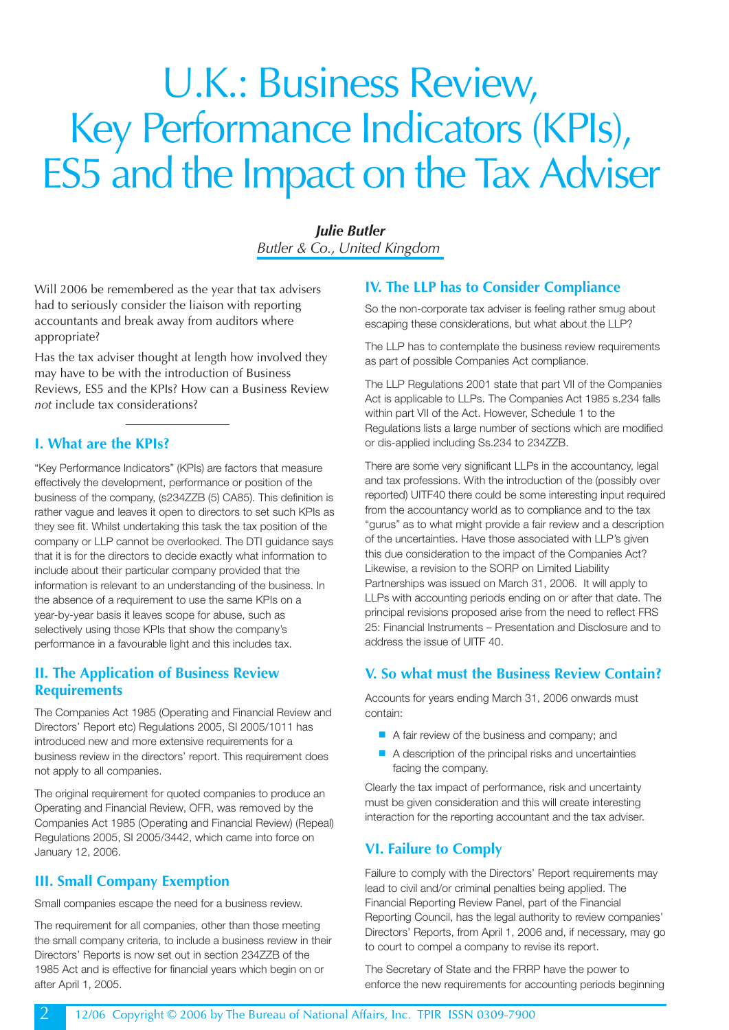# U.K.: Business Review, Key Performance Indicators (KPIs), ES5 and the Impact on the Tax Adviser

***Julie Butler***
*Butler & Co., United Kingdom*

Will 2006 be remembered as the year that tax advisers had to seriously consider the liaison with reporting accountants and break away from auditors where appropriate?

Has the tax adviser thought at length how involved they may have to be with the introduction of Business Reviews, ES5 and the KPIs? How can a Business Review *not* include tax considerations?

## I. What are the KPIs?

"Key Performance Indicators" (KPIs) are factors that measure effectively the development, performance or position of the business of the company, (s234ZZB (5) CA85). This definition is rather vague and leaves it open to directors to set such KPIs as they see fit. Whilst undertaking this task the tax position of the company or LLP cannot be overlooked. The DTI guidance says that it is for the directors to decide exactly what information to include about their particular company provided that the information is relevant to an understanding of the business. In the absence of a requirement to use the same KPIs on a year-by-year basis it leaves scope for abuse, such as selectively using those KPIs that show the company's performance in a favourable light and this includes tax.

## II. The Application of Business Review Requirements

The Companies Act 1985 (Operating and Financial Review and Directors' Report etc) Regulations 2005, SI 2005/1011 has introduced new and more extensive requirements for a business review in the directors' report. This requirement does not apply to all companies.

The original requirement for quoted companies to produce an Operating and Financial Review, OFR, was removed by the Companies Act 1985 (Operating and Financial Review) (Repeal) Regulations 2005, SI 2005/3442, which came into force on January 12, 2006.

## III. Small Company Exemption

Small companies escape the need for a business review.

The requirement for all companies, other than those meeting the small company criteria, to include a business review in their Directors' Reports is now set out in section 234ZZB of the 1985 Act and is effective for financial years which begin on or after April 1, 2005.

## IV. The LLP has to Consider Compliance

So the non-corporate tax adviser is feeling rather smug about escaping these considerations, but what about the LLP?

The LLP has to contemplate the business review requirements as part of possible Companies Act compliance.

The LLP Regulations 2001 state that part VII of the Companies Act is applicable to LLPs. The Companies Act 1985 s.234 falls within part VII of the Act. However, Schedule 1 to the Regulations lists a large number of sections which are modified or dis-applied including Ss.234 to 234ZZB.

There are some very significant LLPs in the accountancy, legal and tax professions. With the introduction of the (possibly over reported) UITF40 there could be some interesting input required from the accountancy world as to compliance and to the tax "gurus" as to what might provide a fair review and a description of the uncertainties. Have those associated with LLP's given this due consideration to the impact of the Companies Act? Likewise, a revision to the SORP on Limited Liability Partnerships was issued on March 31, 2006. It will apply to LLPs with accounting periods ending on or after that date. The principal revisions proposed arise from the need to reflect FRS 25: Financial Instruments – Presentation and Disclosure and to address the issue of UITF 40.

## V. So what must the Business Review Contain?

Accounts for years ending March 31, 2006 onwards must contain:

- A fair review of the business and company; and
- A description of the principal risks and uncertainties facing the company.

Clearly the tax impact of performance, risk and uncertainty must be given consideration and this will create interesting interaction for the reporting accountant and the tax adviser.

## VI. Failure to Comply

Failure to comply with the Directors' Report requirements may lead to civil and/or criminal penalties being applied. The Financial Reporting Review Panel, part of the Financial Reporting Council, has the legal authority to review companies' Directors' Reports, from April 1, 2006 and, if necessary, may go to court to compel a company to revise its report.

The Secretary of State and the FRRP have the power to enforce the new requirements for accounting periods beginning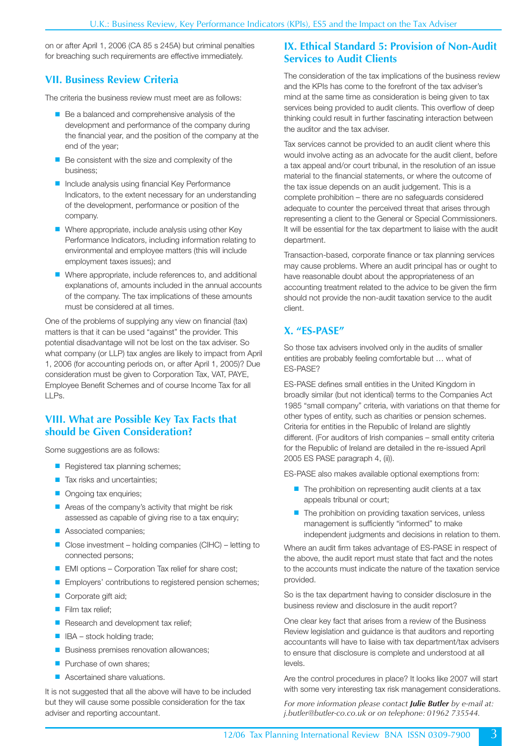on or after April 1, 2006 (CA 85 s 245A) but criminal penalties for breaching such requirements are effective immediately.

## VII. Business Review Criteria

The criteria the business review must meet are as follows:

- Be a balanced and comprehensive analysis of the development and performance of the company during the financial year, and the position of the company at the end of the year;
- Be consistent with the size and complexity of the business;
- Include analysis using financial Key Performance Indicators, to the extent necessary for an understanding of the development, performance or position of the company.
- Where appropriate, include analysis using other Key Performance Indicators, including information relating to environmental and employee matters (this will include employment taxes issues); and
- Where appropriate, include references to, and additional explanations of, amounts included in the annual accounts of the company. The tax implications of these amounts must be considered at all times.

One of the problems of supplying any view on financial (tax) matters is that it can be used "against" the provider. This potential disadvantage will not be lost on the tax adviser. So what company (or LLP) tax angles are likely to impact from April 1, 2006 (for accounting periods on, or after April 1, 2005)? Due consideration must be given to Corporation Tax, VAT, PAYE, Employee Benefit Schemes and of course Income Tax for all LLPs.

## VIII. What are Possible Key Tax Facts that should be Given Consideration?

Some suggestions are as follows:

- Registered tax planning schemes;
- Tax risks and uncertainties;
- Ongoing tax enquiries;
- Areas of the company's activity that might be risk assessed as capable of giving rise to a tax enquiry;
- Associated companies;
- Close investment – holding companies (CIHC) – letting to connected persons;
- EMI options – Corporation Tax relief for share cost;
- Employers' contributions to registered pension schemes;
- Corporate gift aid;
- Film tax relief;
- Research and development tax relief;
- IBA – stock holding trade;
- Business premises renovation allowances;
- Purchase of own shares;
- Ascertained share valuations.

It is not suggested that all the above will have to be included but they will cause some possible consideration for the tax adviser and reporting accountant.

## IX. Ethical Standard 5: Provision of Non-Audit Services to Audit Clients

The consideration of the tax implications of the business review and the KPIs has come to the forefront of the tax adviser's mind at the same time as consideration is being given to tax services being provided to audit clients. This overflow of deep thinking could result in further fascinating interaction between the auditor and the tax adviser.

Tax services cannot be provided to an audit client where this would involve acting as an advocate for the audit client, before a tax appeal and/or court tribunal, in the resolution of an issue material to the financial statements, or where the outcome of the tax issue depends on an audit judgement. This is a complete prohibition – there are no safeguards considered adequate to counter the perceived threat that arises through representing a client to the General or Special Commissioners. It will be essential for the tax department to liaise with the audit department.

Transaction-based, corporate finance or tax planning services may cause problems. Where an audit principal has or ought to have reasonable doubt about the appropriateness of an accounting treatment related to the advice to be given the firm should not provide the non-audit taxation service to the audit client.

## X. "ES-PASE"

So those tax advisers involved only in the audits of smaller entities are probably feeling comfortable but … what of ES-PASE?

ES-PASE defines small entities in the United Kingdom in broadly similar (but not identical) terms to the Companies Act 1985 "small company" criteria, with variations on that theme for other types of entity, such as charities or pension schemes. Criteria for entities in the Republic of Ireland are slightly different. (For auditors of Irish companies – small entity criteria for the Republic of Ireland are detailed in the re-issued April 2005 ES PASE paragraph 4, (ii)).

ES-PASE also makes available optional exemptions from:

- The prohibition on representing audit clients at a tax appeals tribunal or court;
- The prohibition on providing taxation services, unless management is sufficiently "informed" to make independent judgments and decisions in relation to them.

Where an audit firm takes advantage of ES-PASE in respect of the above, the audit report must state that fact and the notes to the accounts must indicate the nature of the taxation service provided.

So is the tax department having to consider disclosure in the business review and disclosure in the audit report?

One clear key fact that arises from a review of the Business Review legislation and guidance is that auditors and reporting accountants will have to liaise with tax department/tax advisers to ensure that disclosure is complete and understood at all levels.

Are the control procedures in place? It looks like 2007 will start with some very interesting tax risk management considerations.

*For more information please contact **Julie Butler** by e-mail at: j.butler@butler-co.co.uk or on telephone: 01962 735544.*